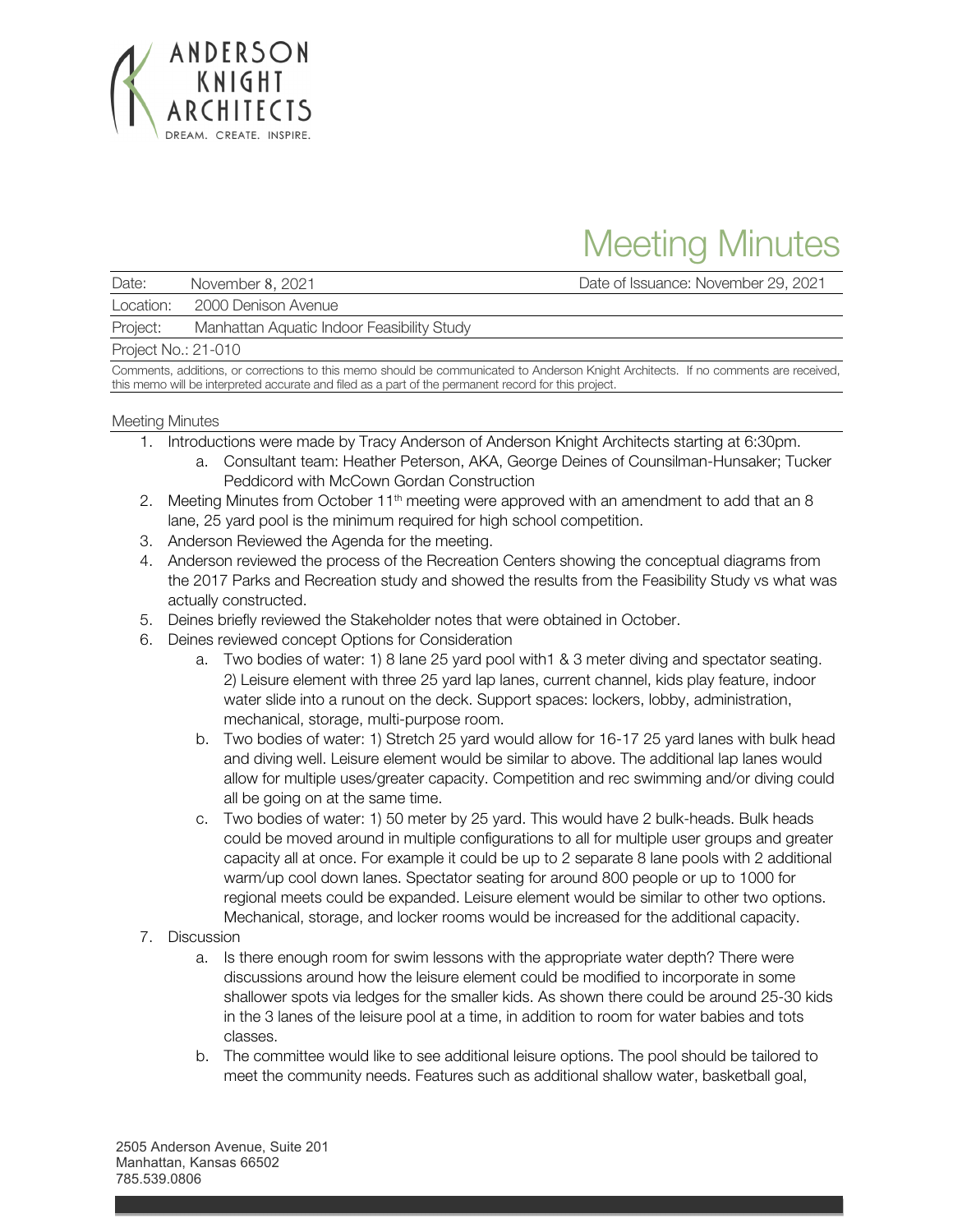ANDERSON KNIGHT ARCHITECTS
DREAM. CREATE. INSPIRE.

# Meeting Minutes

| Date: | November 8, 2021 | Date of Issuance: November 29, 2021 |
|---|---|---|
| Location: | 2000 Denison Avenue | |
| Project: | Manhattan Aquatic Indoor Feasibility Study | |
| Project No.: 21-010 | | |

Comments, additions, or corrections to this memo should be communicated to Anderson Knight Architects. If no comments are received, this memo will be interpreted accurate and filed as a part of the permanent record for this project.

## Meeting Minutes

1. Introductions were made by Tracy Anderson of Anderson Knight Architects starting at 6:30pm.
   a. Consultant team: Heather Peterson, AKA, George Deines of Counsilman-Hunsaker; Tucker Peddicord with McCown Gordan Construction
2. Meeting Minutes from October 11th meeting were approved with an amendment to add that an 8 lane, 25 yard pool is the minimum required for high school competition.
3. Anderson Reviewed the Agenda for the meeting.
4. Anderson reviewed the process of the Recreation Centers showing the conceptual diagrams from the 2017 Parks and Recreation study and showed the results from the Feasibility Study vs what was actually constructed.
5. Deines briefly reviewed the Stakeholder notes that were obtained in October.
6. Deines reviewed concept Options for Consideration
   a. Two bodies of water: 1) 8 lane 25 yard pool with1 & 3 meter diving and spectator seating. 2) Leisure element with three 25 yard lap lanes, current channel, kids play feature, indoor water slide into a runout on the deck. Support spaces: lockers, lobby, administration, mechanical, storage, multi-purpose room.
   b. Two bodies of water: 1) Stretch 25 yard would allow for 16-17 25 yard lanes with bulk head and diving well. Leisure element would be similar to above. The additional lap lanes would allow for multiple uses/greater capacity. Competition and rec swimming and/or diving could all be going on at the same time.
   c. Two bodies of water: 1) 50 meter by 25 yard. This would have 2 bulk-heads. Bulk heads could be moved around in multiple configurations to all for multiple user groups and greater capacity all at once. For example it could be up to 2 separate 8 lane pools with 2 additional warm/up cool down lanes. Spectator seating for around 800 people or up to 1000 for regional meets could be expanded. Leisure element would be similar to other two options. Mechanical, storage, and locker rooms would be increased for the additional capacity.
7. Discussion
   a. Is there enough room for swim lessons with the appropriate water depth? There were discussions around how the leisure element could be modified to incorporate in some shallower spots via ledges for the smaller kids. As shown there could be around 25-30 kids in the 3 lanes of the leisure pool at a time, in addition to room for water babies and tots classes.
   b. The committee would like to see additional leisure options. The pool should be tailored to meet the community needs. Features such as additional shallow water, basketball goal,

2505 Anderson Avenue, Suite 201
Manhattan, Kansas 66502
785.539.0806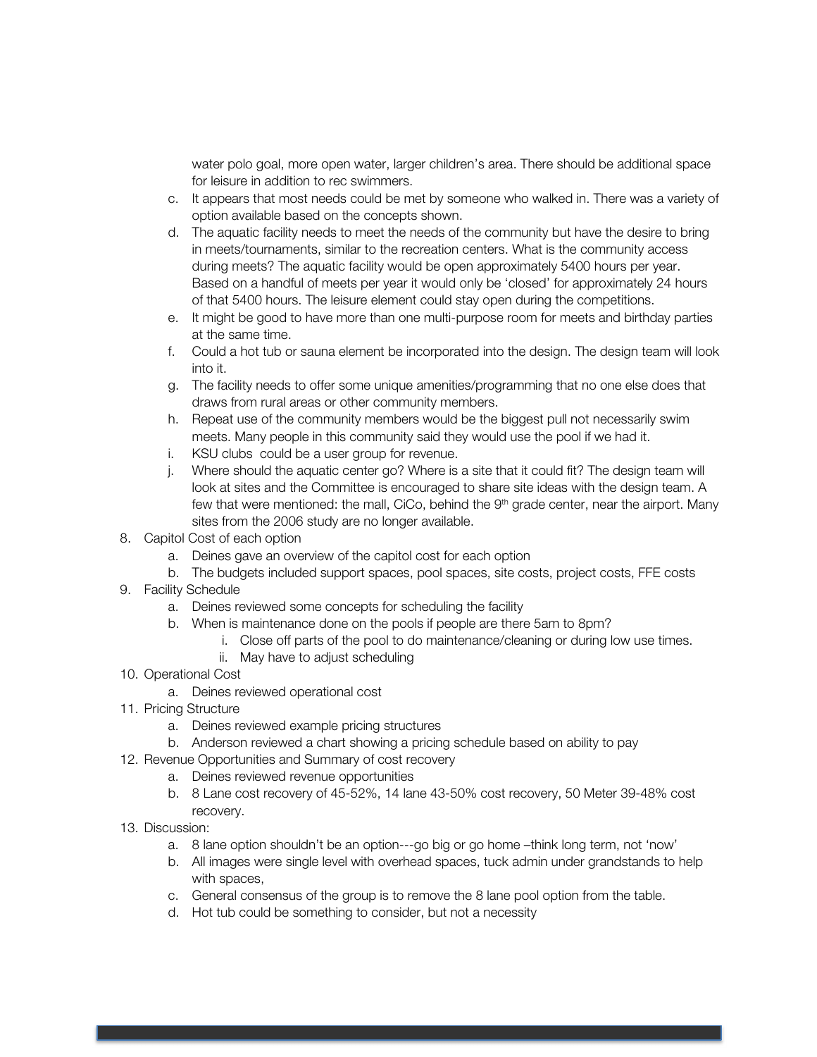water polo goal, more open water, larger children's area. There should be additional space for leisure in addition to rec swimmers.

c. It appears that most needs could be met by someone who walked in. There was a variety of option available based on the concepts shown.
d. The aquatic facility needs to meet the needs of the community but have the desire to bring in meets/tournaments, similar to the recreation centers. What is the community access during meets? The aquatic facility would be open approximately 5400 hours per year. Based on a handful of meets per year it would only be 'closed' for approximately 24 hours of that 5400 hours. The leisure element could stay open during the competitions.
e. It might be good to have more than one multi-purpose room for meets and birthday parties at the same time.
f. Could a hot tub or sauna element be incorporated into the design. The design team will look into it.
g. The facility needs to offer some unique amenities/programming that no one else does that draws from rural areas or other community members.
h. Repeat use of the community members would be the biggest pull not necessarily swim meets. Many people in this community said they would use the pool if we had it.
i. KSU clubs could be a user group for revenue.
j. Where should the aquatic center go? Where is a site that it could fit? The design team will look at sites and the Committee is encouraged to share site ideas with the design team. A few that were mentioned: the mall, CiCo, behind the 9th grade center, near the airport. Many sites from the 2006 study are no longer available.

8. Capitol Cost of each option
   a. Deines gave an overview of the capitol cost for each option
   b. The budgets included support spaces, pool spaces, site costs, project costs, FFE costs
9. Facility Schedule
   a. Deines reviewed some concepts for scheduling the facility
   b. When is maintenance done on the pools if people are there 5am to 8pm?
      i. Close off parts of the pool to do maintenance/cleaning or during low use times.
      ii. May have to adjust scheduling
10. Operational Cost
    a. Deines reviewed operational cost
11. Pricing Structure
    a. Deines reviewed example pricing structures
    b. Anderson reviewed a chart showing a pricing schedule based on ability to pay
12. Revenue Opportunities and Summary of cost recovery
    a. Deines reviewed revenue opportunities
    b. 8 Lane cost recovery of 45-52%, 14 lane 43-50% cost recovery, 50 Meter 39-48% cost recovery.
13. Discussion:
    a. 8 lane option shouldn't be an option---go big or go home –think long term, not 'now'
    b. All images were single level with overhead spaces, tuck admin under grandstands to help with spaces,
    c. General consensus of the group is to remove the 8 lane pool option from the table.
    d. Hot tub could be something to consider, but not a necessity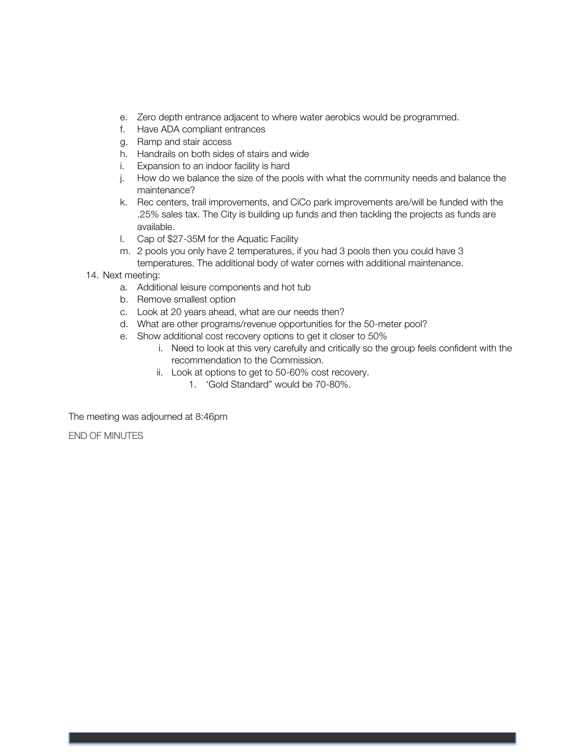e. Zero depth entrance adjacent to where water aerobics would be programmed.
    f. Have ADA compliant entrances
    g. Ramp and stair access
    h. Handrails on both sides of stairs and wide
    i. Expansion to an indoor facility is hard
    j. How do we balance the size of the pools with what the community needs and balance the maintenance?
    k. Rec centers, trail improvements, and CiCo park improvements are/will be funded with the .25% sales tax. The City is building up funds and then tackling the projects as funds are available.
    l. Cap of $27-35M for the Aquatic Facility
    m. 2 pools you only have 2 temperatures, if you had 3 pools then you could have 3 temperatures. The additional body of water comes with additional maintenance.

14. Next meeting:
    a. Additional leisure components and hot tub
    b. Remove smallest option
    c. Look at 20 years ahead, what are our needs then?
    d. What are other programs/revenue opportunities for the 50-meter pool?
    e. Show additional cost recovery options to get it closer to 50%
        i. Need to look at this very carefully and critically so the group feels confident with the recommendation to the Commission.
        ii. Look at options to get to 50-60% cost recovery.
            1. 'Gold Standard" would be 70-80%.

The meeting was adjourned at 8:46pm

END OF MINUTES